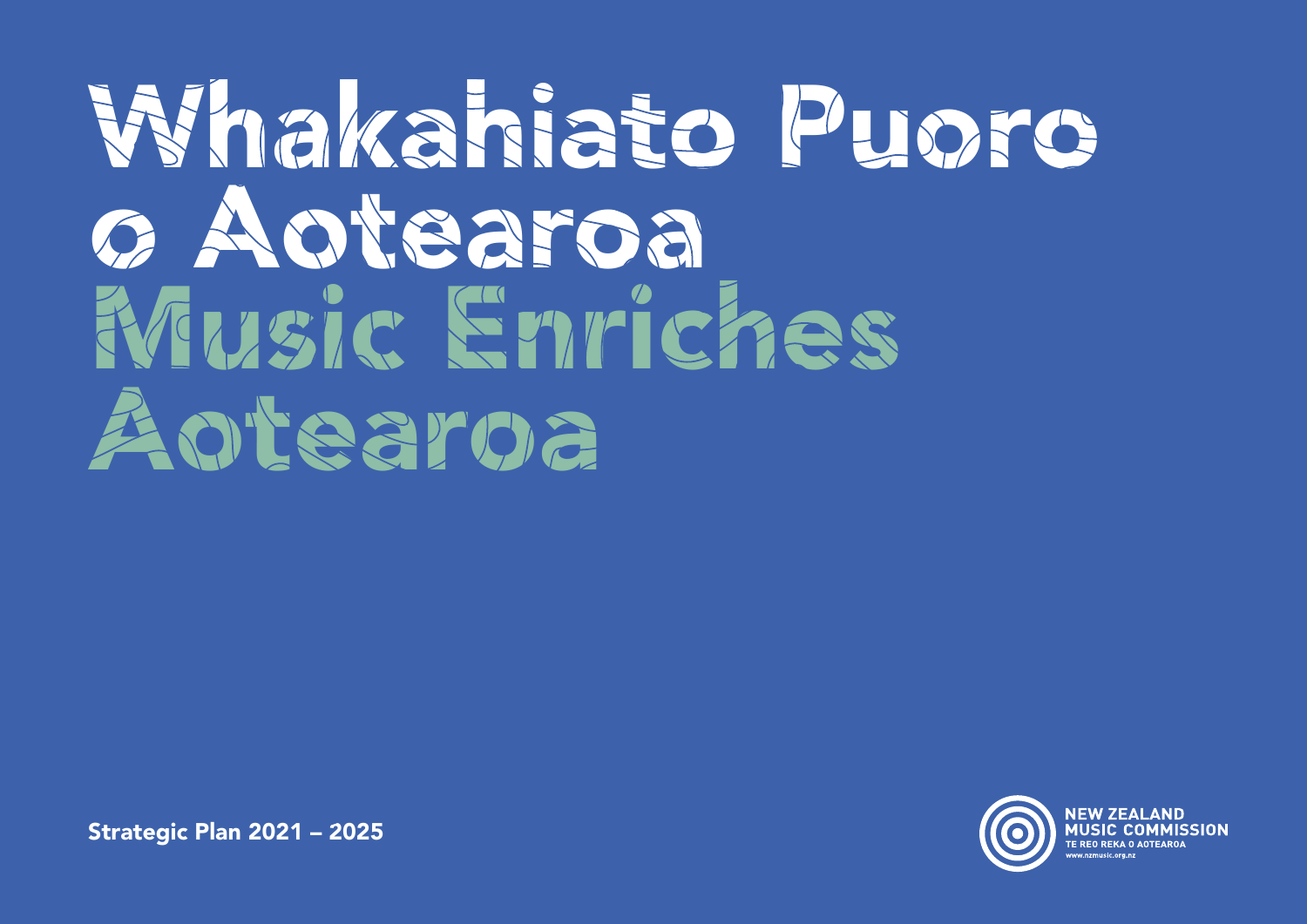# Whakahiato Puoro o Aotearoa

# Music Enriches Aotearoa

Strategic Plan 2021 – 2025

NEW ZEALAND MUSIC COMMISSION
TE REO REKA O AOTEAROA
www.nzmusic.org.nz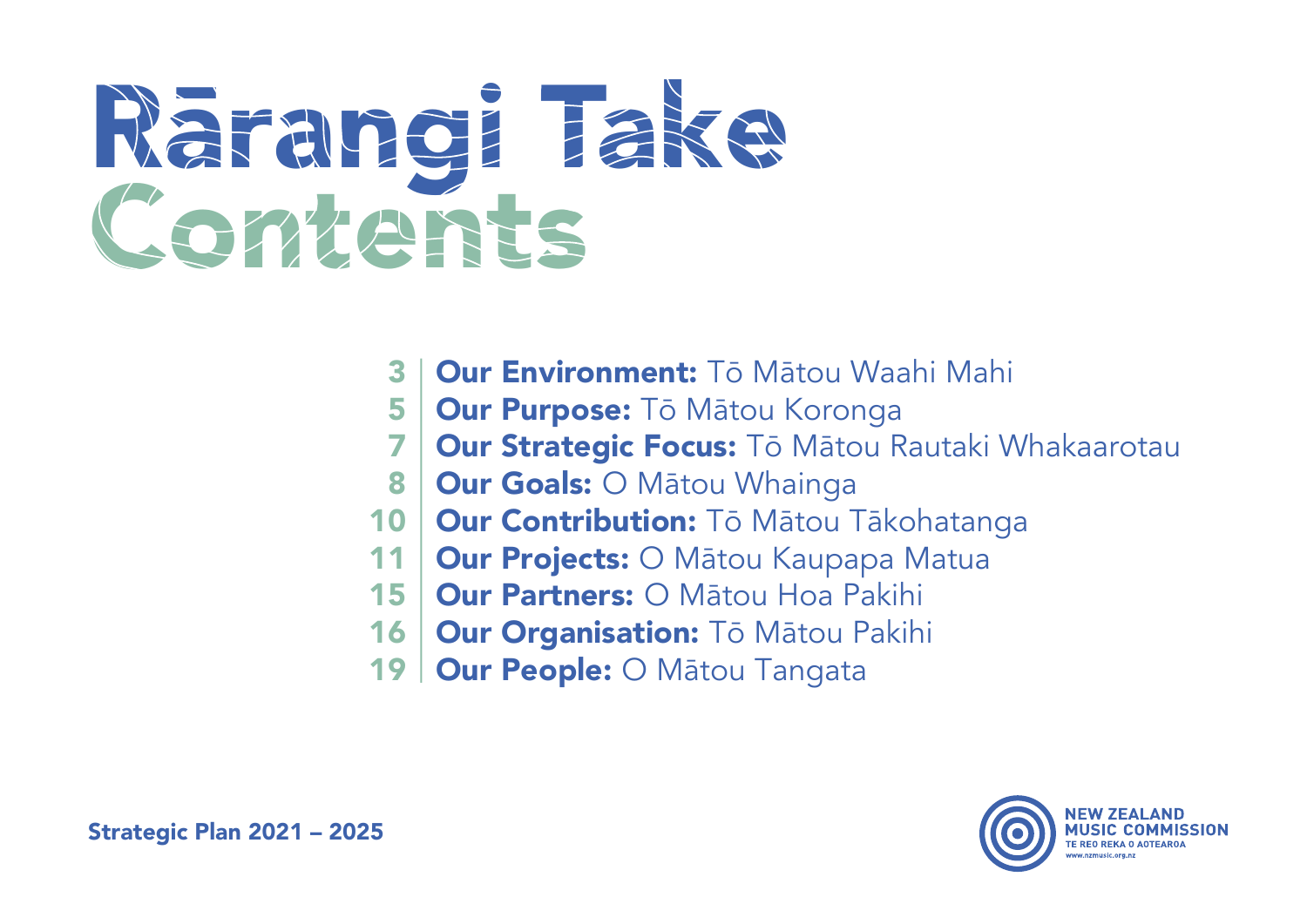# Rārangi Take
# Contents

- 3 | **Our Environment:** Tō Mātou Waahi Mahi
- 5 | **Our Purpose:** Tō Mātou Koronga
- 7 | **Our Strategic Focus:** Tō Mātou Rautaki Whakaarotau
- 8 | **Our Goals:** O Mātou Whainga
- 10 | **Our Contribution:** Tō Mātou Tākohatanga
- 11 | **Our Projects:** O Mātou Kaupapa Matua
- 15 | **Our Partners:** O Mātou Hoa Pakihi
- 16 | **Our Organisation:** Tō Mātou Pakihi
- 19 | **Our People:** O Mātou Tangata

Strategic Plan 2021 – 2025

NEW ZEALAND MUSIC COMMISSION
TE REO REKA O AOTEAROA
www.nzmusic.org.nz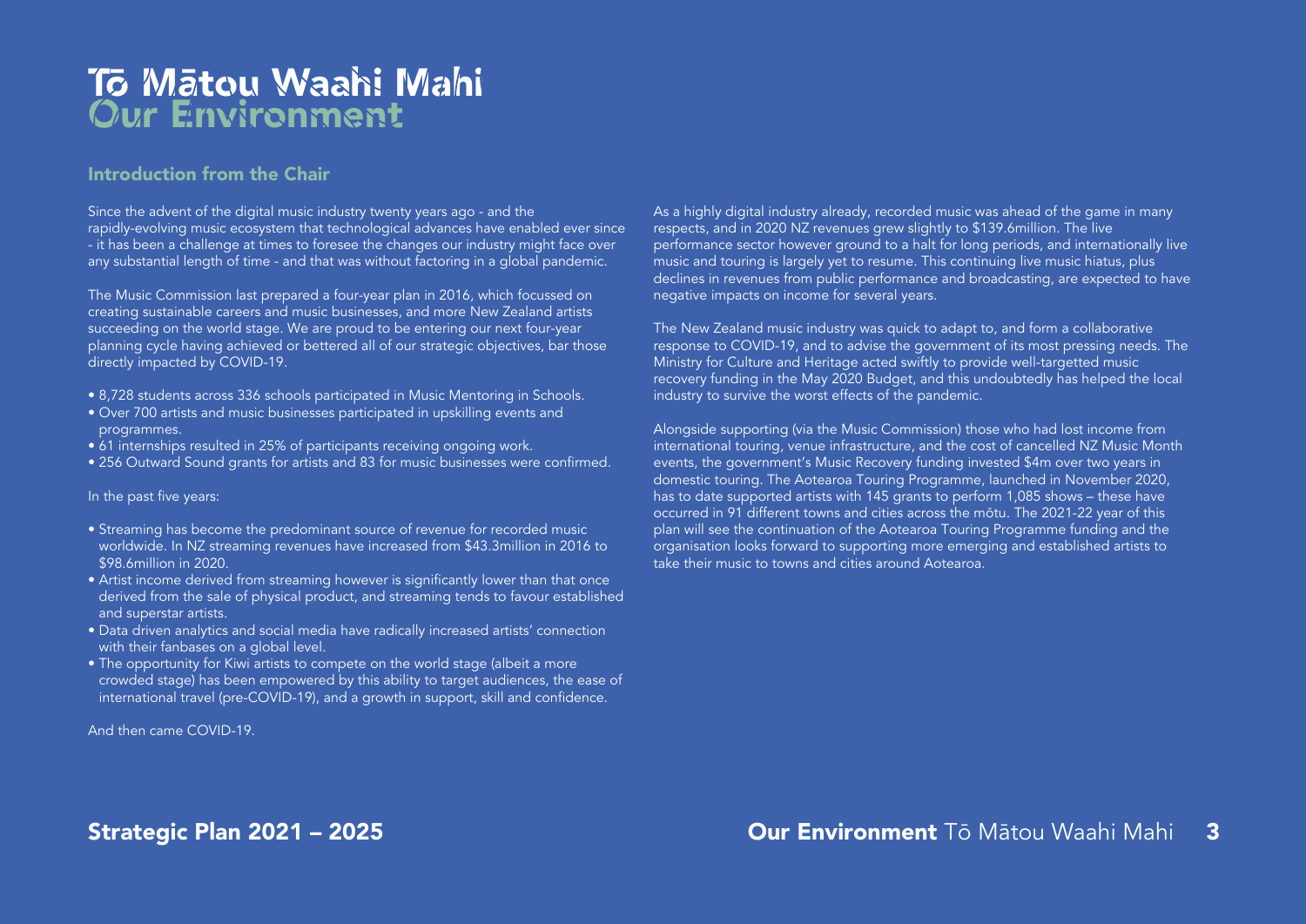# Tō Mātou Waahi Mahi
# Our Environment

## Introduction from the Chair

Since the advent of the digital music industry twenty years ago - and the rapidly-evolving music ecosystem that technological advances have enabled ever since - it has been a challenge at times to foresee the changes our industry might face over any substantial length of time - and that was without factoring in a global pandemic.

The Music Commission last prepared a four-year plan in 2016, which focussed on creating sustainable careers and music businesses, and more New Zealand artists succeeding on the world stage. We are proud to be entering our next four-year planning cycle having achieved or bettered all of our strategic objectives, bar those directly impacted by COVID-19.

- 8,728 students across 336 schools participated in Music Mentoring in Schools.
- Over 700 artists and music businesses participated in upskilling events and programmes.
- 61 internships resulted in 25% of participants receiving ongoing work.
- 256 Outward Sound grants for artists and 83 for music businesses were confirmed.

In the past five years:

- Streaming has become the predominant source of revenue for recorded music worldwide. In NZ streaming revenues have increased from $43.3million in 2016 to $98.6million in 2020.
- Artist income derived from streaming however is significantly lower than that once derived from the sale of physical product, and streaming tends to favour established and superstar artists.
- Data driven analytics and social media have radically increased artists' connection with their fanbases on a global level.
- The opportunity for Kiwi artists to compete on the world stage (albeit a more crowded stage) has been empowered by this ability to target audiences, the ease of international travel (pre-COVID-19), and a growth in support, skill and confidence.

And then came COVID-19.

As a highly digital industry already, recorded music was ahead of the game in many respects, and in 2020 NZ revenues grew slightly to $139.6million. The live performance sector however ground to a halt for long periods, and internationally live music and touring is largely yet to resume. This continuing live music hiatus, plus declines in revenues from public performance and broadcasting, are expected to have negative impacts on income for several years.

The New Zealand music industry was quick to adapt to, and form a collaborative response to COVID-19, and to advise the government of its most pressing needs. The Ministry for Culture and Heritage acted swiftly to provide well-targetted music recovery funding in the May 2020 Budget, and this undoubtedly has helped the local industry to survive the worst effects of the pandemic.

Alongside supporting (via the Music Commission) those who had lost income from international touring, venue infrastructure, and the cost of cancelled NZ Music Month events, the government's Music Recovery funding invested $4m over two years in domestic touring. The Aotearoa Touring Programme, launched in November 2020, has to date supported artists with 145 grants to perform 1,085 shows – these have occurred in 91 different towns and cities across the mōtu. The 2021-22 year of this plan will see the continuation of the Aotearoa Touring Programme funding and the organisation looks forward to supporting more emerging and established artists to take their music to towns and cities around Aotearoa.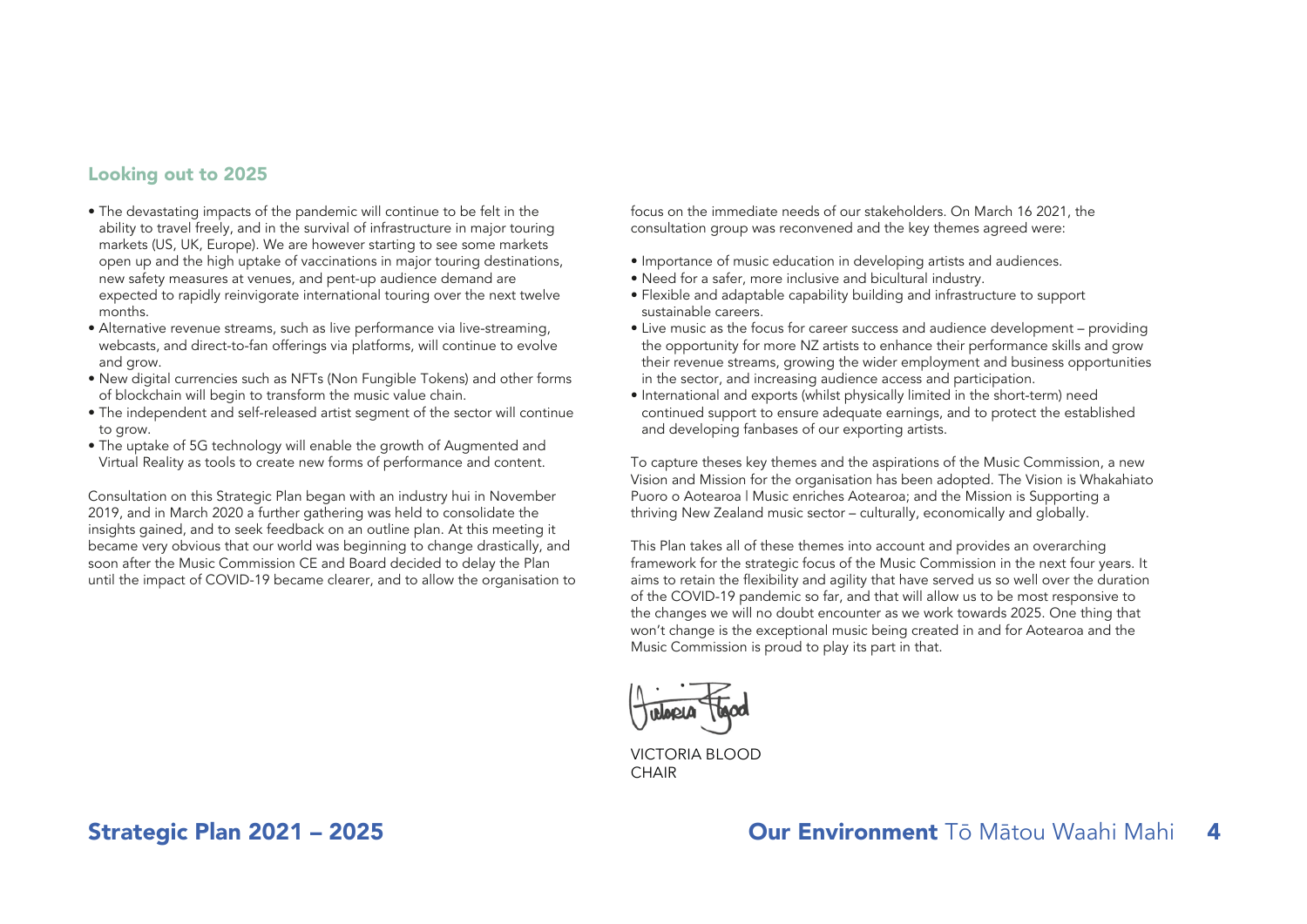## Looking out to 2025

- The devastating impacts of the pandemic will continue to be felt in the ability to travel freely, and in the survival of infrastructure in major touring markets (US, UK, Europe). We are however starting to see some markets open up and the high uptake of vaccinations in major touring destinations, new safety measures at venues, and pent-up audience demand are expected to rapidly reinvigorate international touring over the next twelve months.
- Alternative revenue streams, such as live performance via live-streaming, webcasts, and direct-to-fan offerings via platforms, will continue to evolve and grow.
- New digital currencies such as NFTs (Non Fungible Tokens) and other forms of blockchain will begin to transform the music value chain.
- The independent and self-released artist segment of the sector will continue to grow.
- The uptake of 5G technology will enable the growth of Augmented and Virtual Reality as tools to create new forms of performance and content.

Consultation on this Strategic Plan began with an industry hui in November 2019, and in March 2020 a further gathering was held to consolidate the insights gained, and to seek feedback on an outline plan. At this meeting it became very obvious that our world was beginning to change drastically, and soon after the Music Commission CE and Board decided to delay the Plan until the impact of COVID-19 became clearer, and to allow the organisation to focus on the immediate needs of our stakeholders. On March 16 2021, the consultation group was reconvened and the key themes agreed were:

- Importance of music education in developing artists and audiences.
- Need for a safer, more inclusive and bicultural industry.
- Flexible and adaptable capability building and infrastructure to support sustainable careers.
- Live music as the focus for career success and audience development – providing the opportunity for more NZ artists to enhance their performance skills and grow their revenue streams, growing the wider employment and business opportunities in the sector, and increasing audience access and participation.
- International and exports (whilst physically limited in the short-term) need continued support to ensure adequate earnings, and to protect the established and developing fanbases of our exporting artists.

To capture theses key themes and the aspirations of the Music Commission, a new Vision and Mission for the organisation has been adopted. The Vision is Whakahiato Puoro o Aotearoa | Music enriches Aotearoa; and the Mission is Supporting a thriving New Zealand music sector – culturally, economically and globally.

This Plan takes all of these themes into account and provides an overarching framework for the strategic focus of the Music Commission in the next four years. It aims to retain the flexibility and agility that have served us so well over the duration of the COVID-19 pandemic so far, and that will allow us to be most responsive to the changes we will no doubt encounter as we work towards 2025. One thing that won't change is the exceptional music being created in and for Aotearoa and the Music Commission is proud to play its part in that.

VICTORIA BLOOD
CHAIR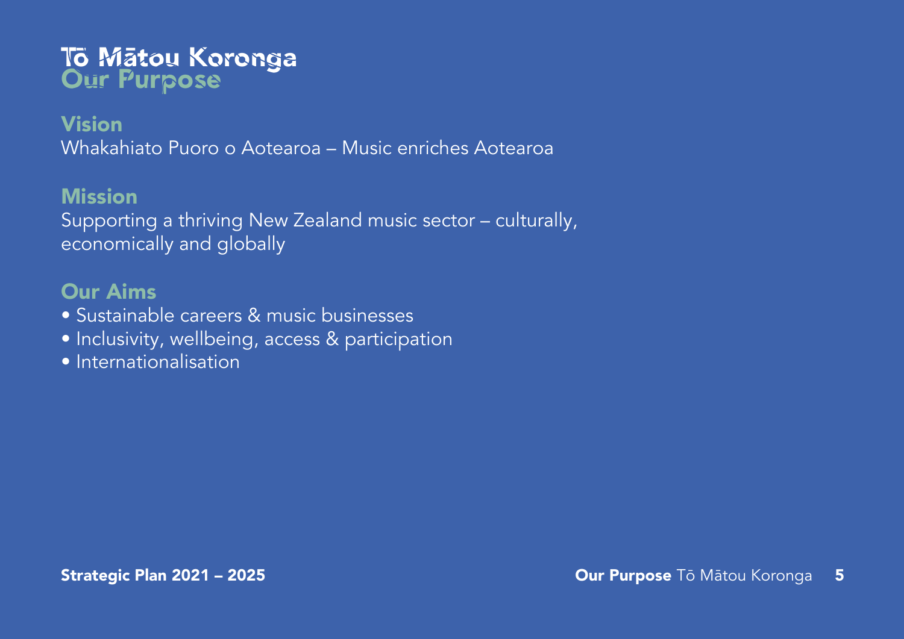# Tō Mātou Koronga
# Our Purpose

## Vision

Whakahiato Puoro o Aotearoa – Music enriches Aotearoa

## Mission

Supporting a thriving New Zealand music sector – culturally, economically and globally

## Our Aims

- Sustainable careers & music businesses
- Inclusivity, wellbeing, access & participation
- Internationalisation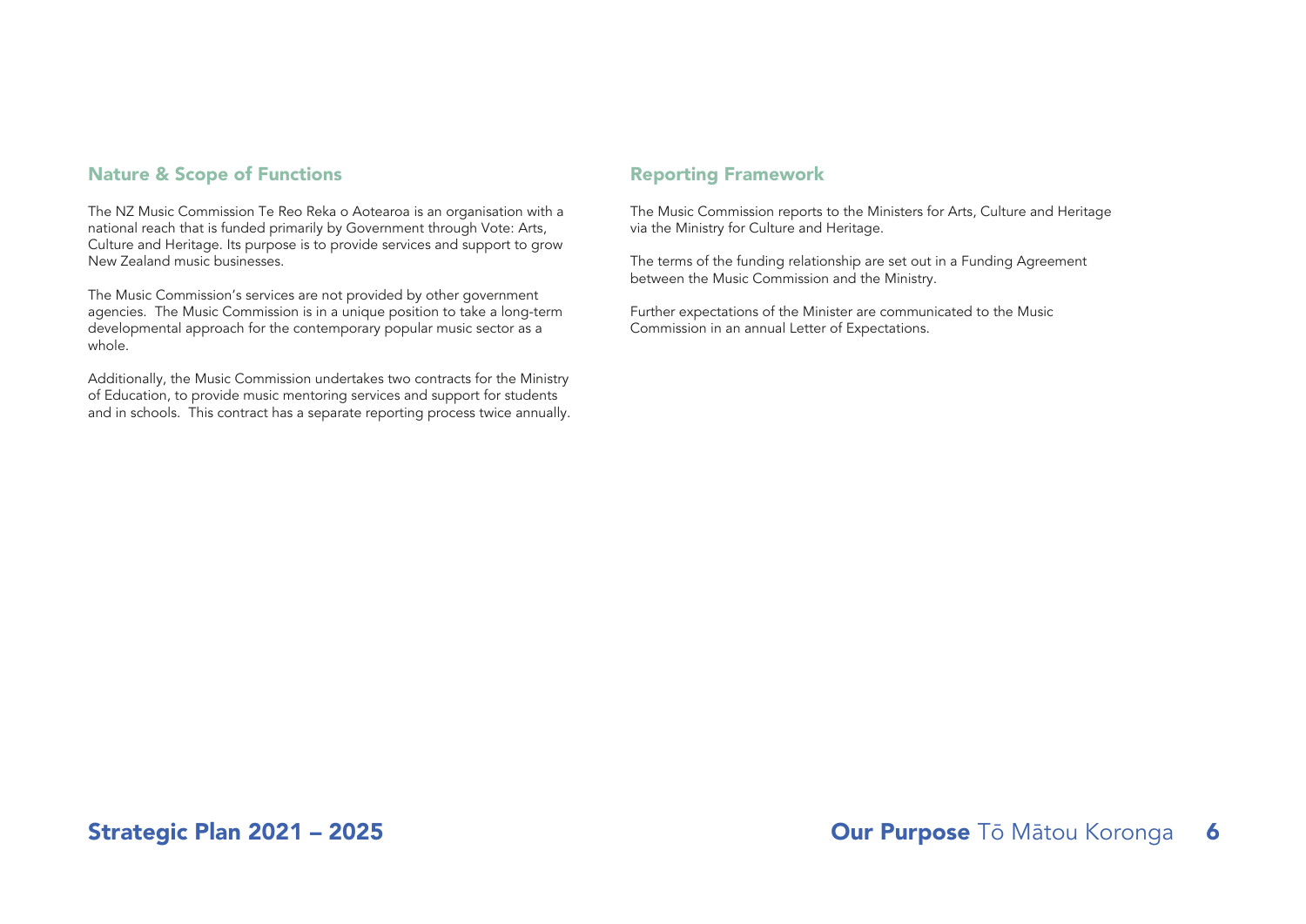## Nature & Scope of Functions

The NZ Music Commission Te Reo Reka o Aotearoa is an organisation with a national reach that is funded primarily by Government through Vote: Arts, Culture and Heritage. Its purpose is to provide services and support to grow New Zealand music businesses.

The Music Commission's services are not provided by other government agencies. The Music Commission is in a unique position to take a long-term developmental approach for the contemporary popular music sector as a whole.

Additionally, the Music Commission undertakes two contracts for the Ministry of Education, to provide music mentoring services and support for students and in schools. This contract has a separate reporting process twice annually.

## Reporting Framework

The Music Commission reports to the Ministers for Arts, Culture and Heritage via the Ministry for Culture and Heritage.

The terms of the funding relationship are set out in a Funding Agreement between the Music Commission and the Ministry.

Further expectations of the Minister are communicated to the Music Commission in an annual Letter of Expectations.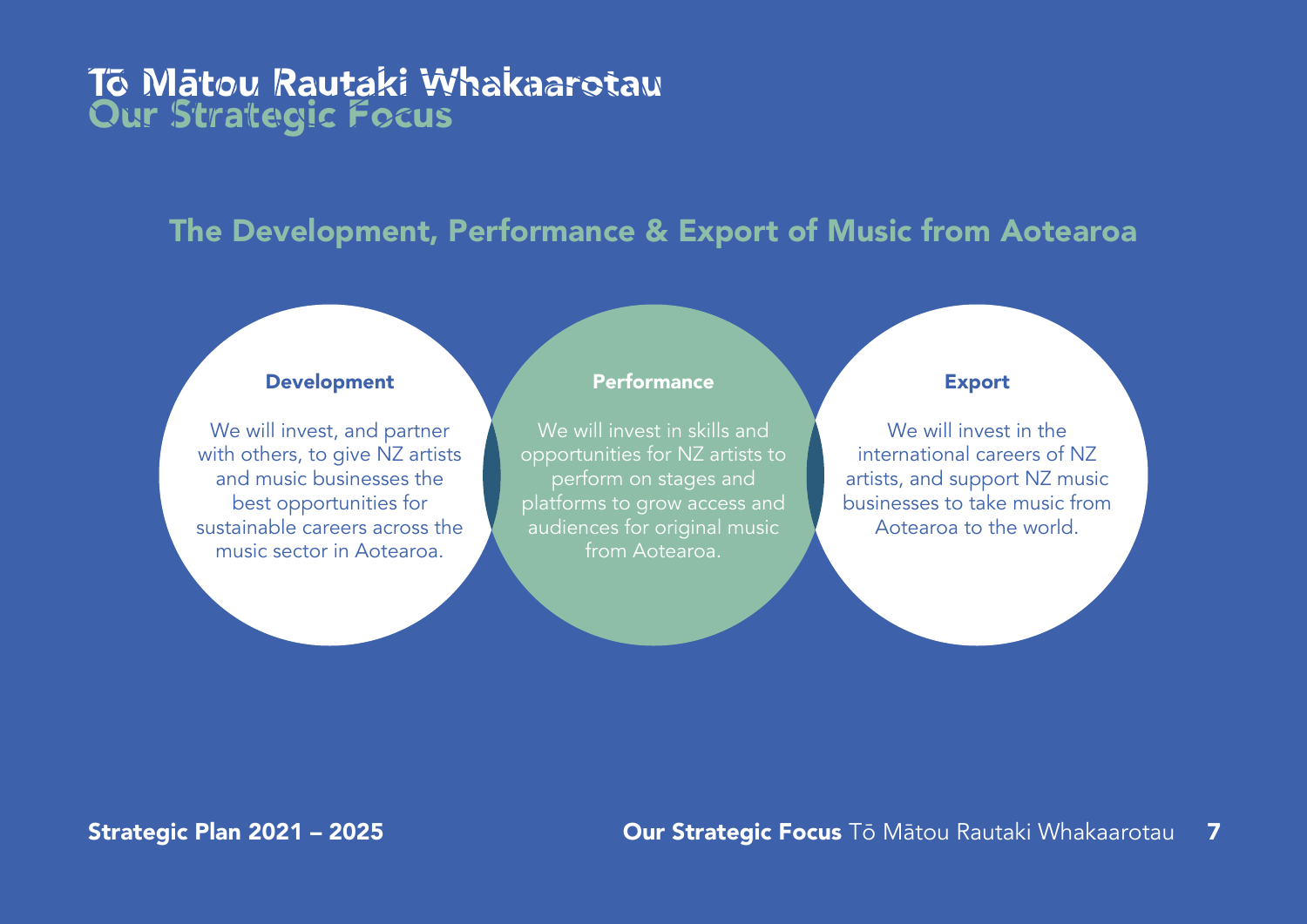# Tō Mātou Rautaki Whakaarotau
# Our Strategic Focus

## The Development, Performance & Export of Music from Aotearoa

### Development

We will invest, and partner with others, to give NZ artists and music businesses the best opportunities for sustainable careers across the music sector in Aotearoa.

### Performance

We will invest in skills and opportunities for NZ artists to perform on stages and platforms to grow access and audiences for original music from Aotearoa.

### Export

We will invest in the international careers of NZ artists, and support NZ music businesses to take music from Aotearoa to the world.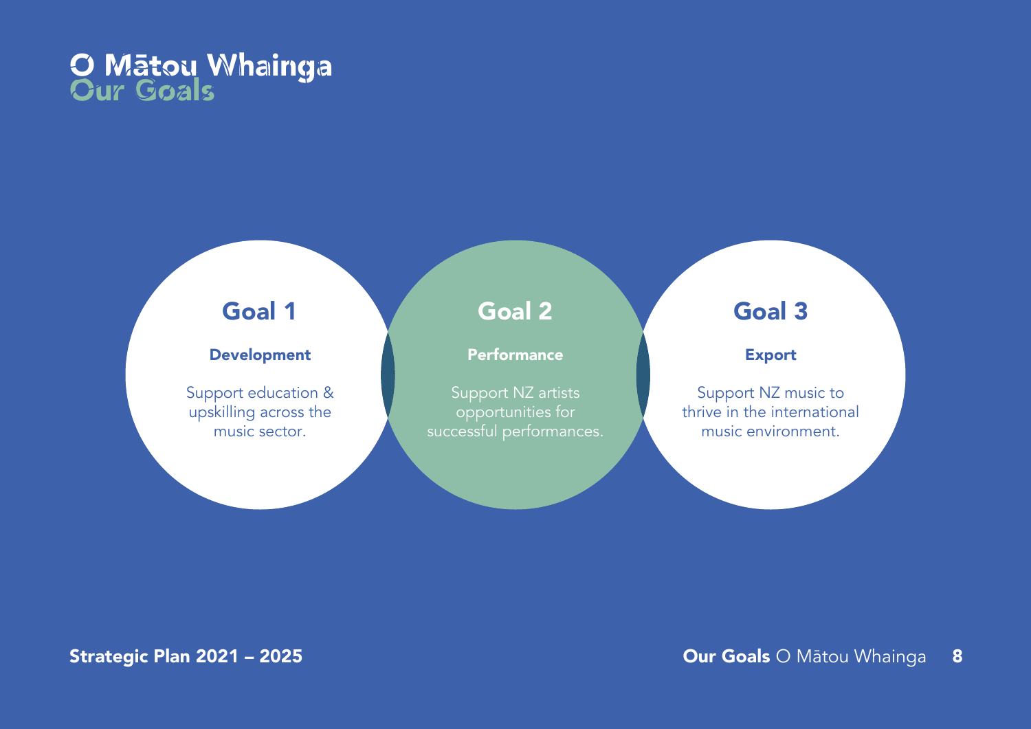# O Mātou Whainga
## Our Goals

### Goal 1

**Development**

Support education & upskilling across the music sector.

### Goal 2

**Performance**

Support NZ artists opportunities for successful performances.

### Goal 3

**Export**

Support NZ music to thrive in the international music environment.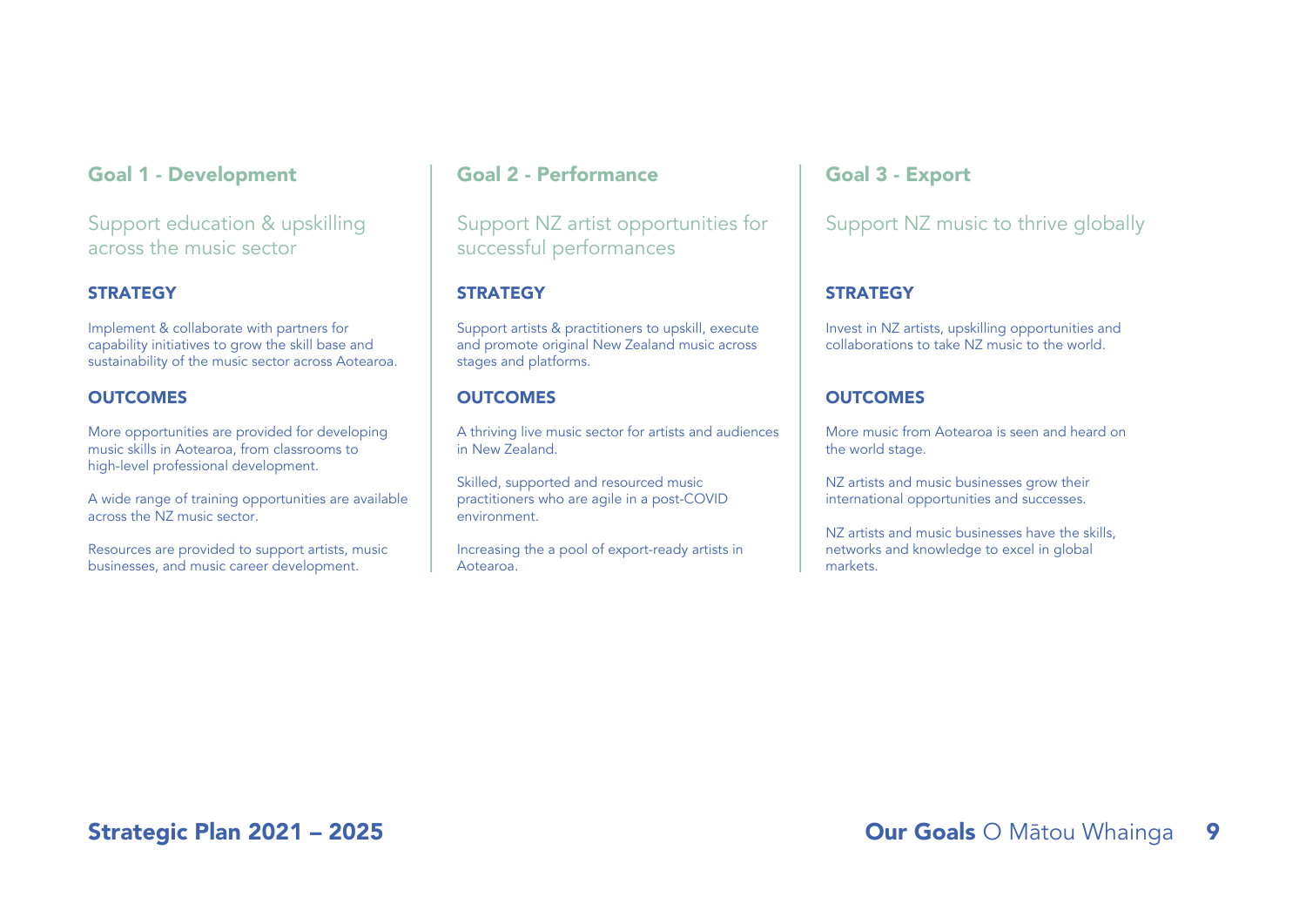## Goal 1 - Development

Support education & upskilling across the music sector

**STRATEGY**

Implement & collaborate with partners for capability initiatives to grow the skill base and sustainability of the music sector across Aotearoa.

**OUTCOMES**

More opportunities are provided for developing music skills in Aotearoa, from classrooms to high-level professional development.

A wide range of training opportunities are available across the NZ music sector.

Resources are provided to support artists, music businesses, and music career development.

## Goal 2 - Performance

Support NZ artist opportunities for successful performances

**STRATEGY**

Support artists & practitioners to upskill, execute and promote original New Zealand music across stages and platforms.

**OUTCOMES**

A thriving live music sector for artists and audiences in New Zealand.

Skilled, supported and resourced music practitioners who are agile in a post-COVID environment.

Increasing the a pool of export-ready artists in Aotearoa.

## Goal 3 - Export

Support NZ music to thrive globally

**STRATEGY**

Invest in NZ artists, upskilling opportunities and collaborations to take NZ music to the world.

**OUTCOMES**

More music from Aotearoa is seen and heard on the world stage.

NZ artists and music businesses grow their international opportunities and successes.

NZ artists and music businesses have the skills, networks and knowledge to excel in global markets.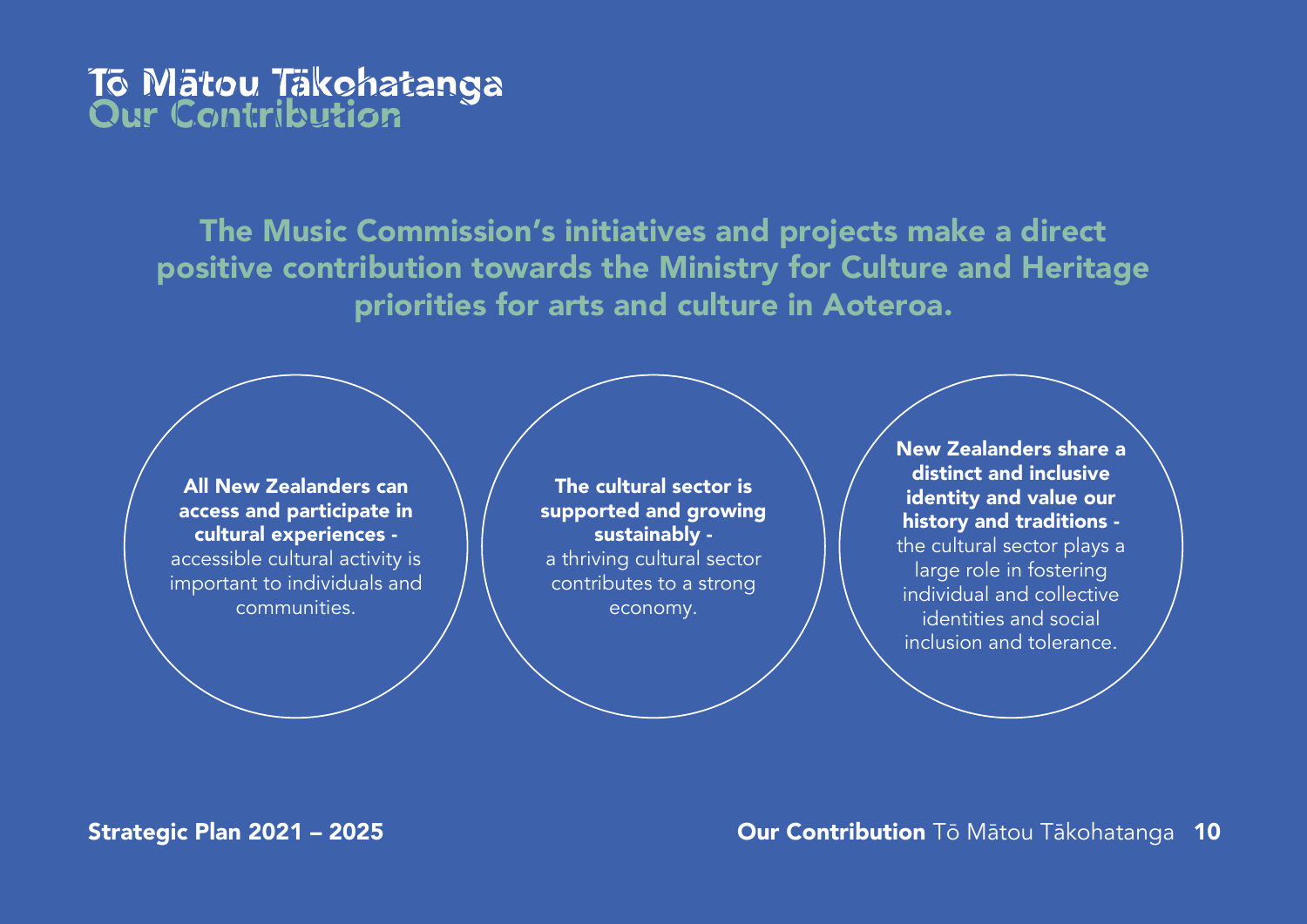# Tō Mātou Tākohatanga
# Our Contribution

## The Music Commission's initiatives and projects make a direct positive contribution towards the Ministry for Culture and Heritage priorities for arts and culture in Aoteroa.

**All New Zealanders can access and participate in cultural experiences -** accessible cultural activity is important to individuals and communities.

**The cultural sector is supported and growing sustainably -** a thriving cultural sector contributes to a strong economy.

**New Zealanders share a distinct and inclusive identity and value our history and traditions -** the cultural sector plays a large role in fostering individual and collective identities and social inclusion and tolerance.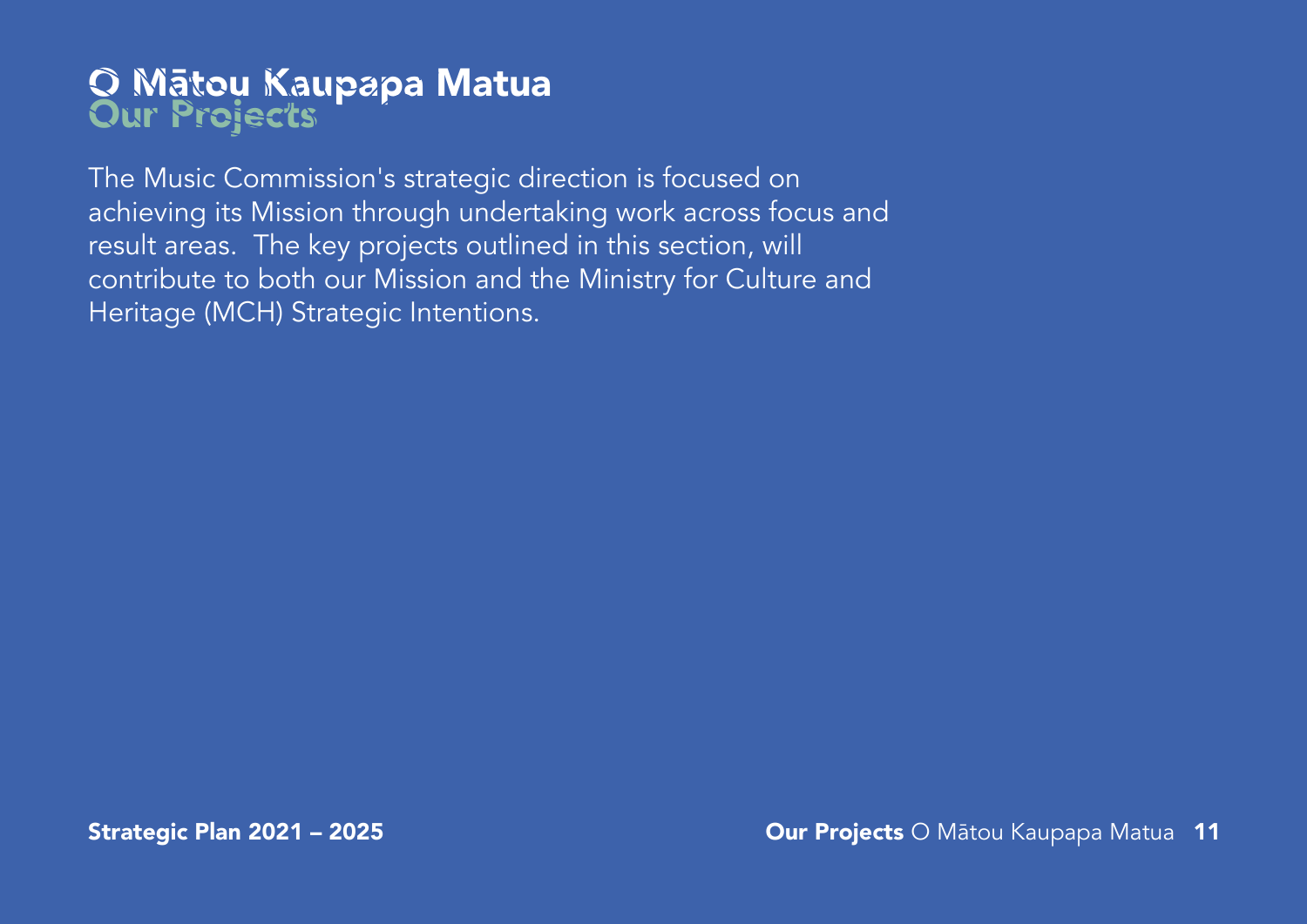# O Mātou Kaupapa Matua
## Our Projects

The Music Commission's strategic direction is focused on achieving its Mission through undertaking work across focus and result areas. The key projects outlined in this section, will contribute to both our Mission and the Ministry for Culture and Heritage (MCH) Strategic Intentions.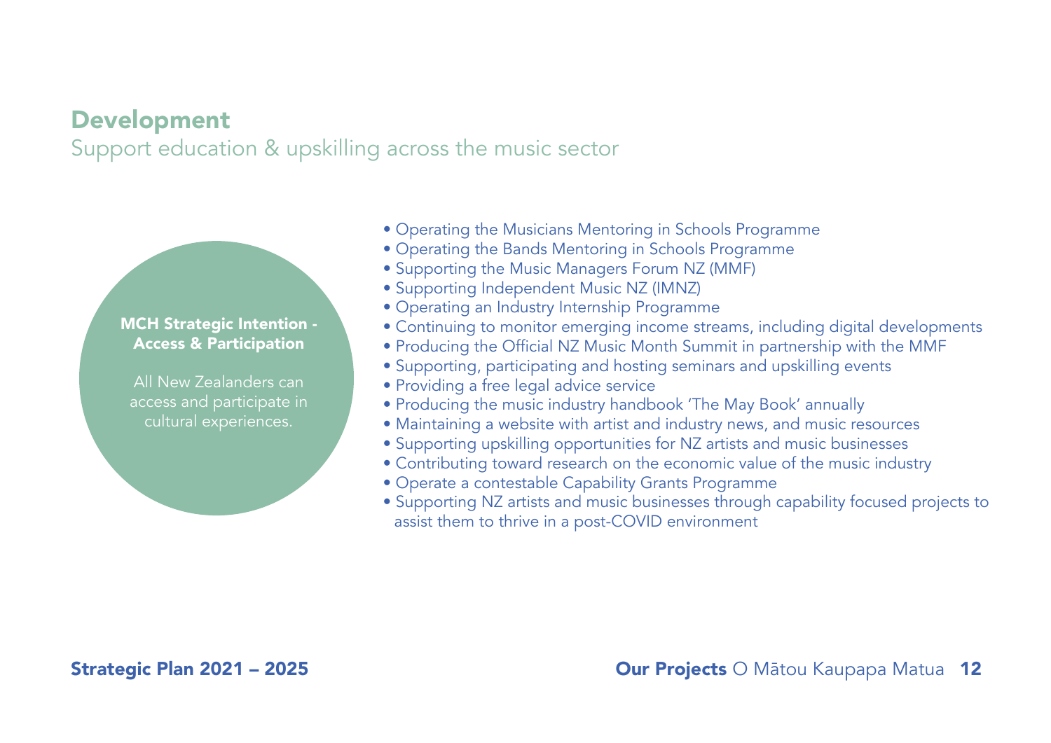## Development

Support education & upskilling across the music sector

**MCH Strategic Intention - Access & Participation**

All New Zealanders can access and participate in cultural experiences.

- Operating the Musicians Mentoring in Schools Programme
- Operating the Bands Mentoring in Schools Programme
- Supporting the Music Managers Forum NZ (MMF)
- Supporting Independent Music NZ (IMNZ)
- Operating an Industry Internship Programme
- Continuing to monitor emerging income streams, including digital developments
- Producing the Official NZ Music Month Summit in partnership with the MMF
- Supporting, participating and hosting seminars and upskilling events
- Providing a free legal advice service
- Producing the music industry handbook 'The May Book' annually
- Maintaining a website with artist and industry news, and music resources
- Supporting upskilling opportunities for NZ artists and music businesses
- Contributing toward research on the economic value of the music industry
- Operate a contestable Capability Grants Programme
- Supporting NZ artists and music businesses through capability focused projects to assist them to thrive in a post-COVID environment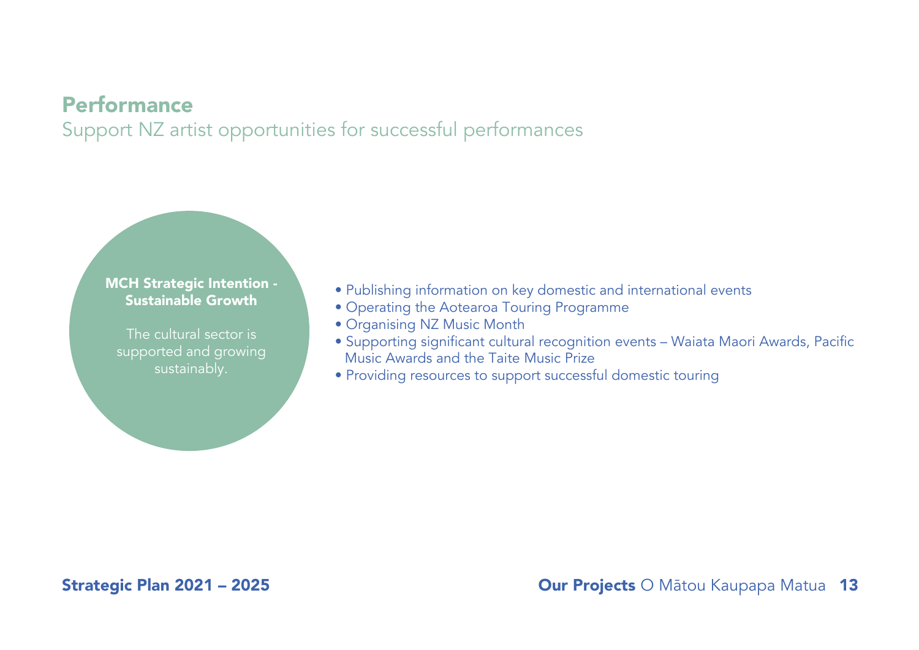## Performance

Support NZ artist opportunities for successful performances

**MCH Strategic Intention - Sustainable Growth**

The cultural sector is supported and growing sustainably.

- Publishing information on key domestic and international events
- Operating the Aotearoa Touring Programme
- Organising NZ Music Month
- Supporting significant cultural recognition events – Waiata Maori Awards, Pacific Music Awards and the Taite Music Prize
- Providing resources to support successful domestic touring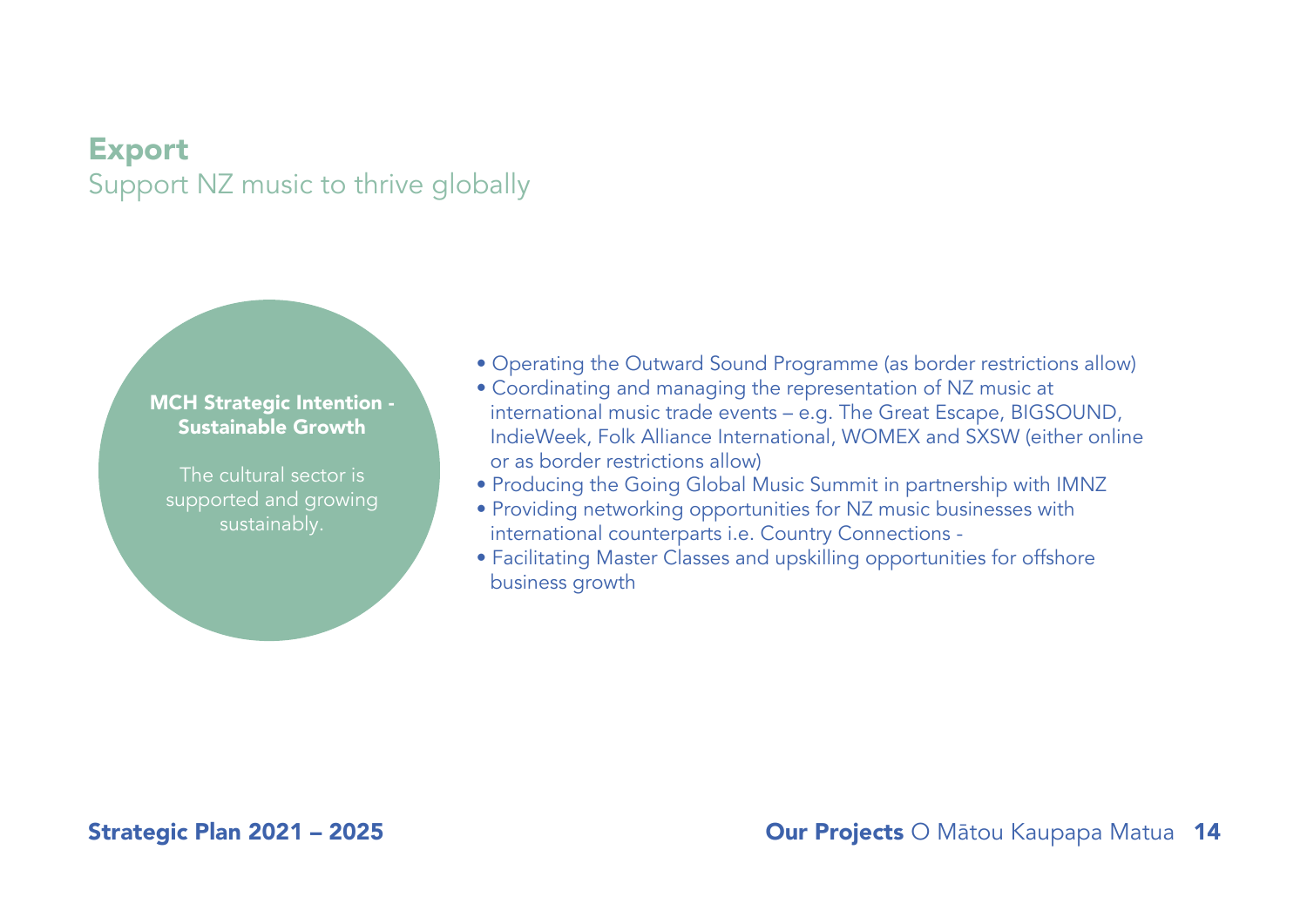## Export

Support NZ music to thrive globally

**MCH Strategic Intention - Sustainable Growth**

The cultural sector is supported and growing sustainably.

- Operating the Outward Sound Programme (as border restrictions allow)
- Coordinating and managing the representation of NZ music at international music trade events – e.g. The Great Escape, BIGSOUND, IndieWeek, Folk Alliance International, WOMEX and SXSW (either online or as border restrictions allow)
- Producing the Going Global Music Summit in partnership with IMNZ
- Providing networking opportunities for NZ music businesses with international counterparts i.e. Country Connections -
- Facilitating Master Classes and upskilling opportunities for offshore business growth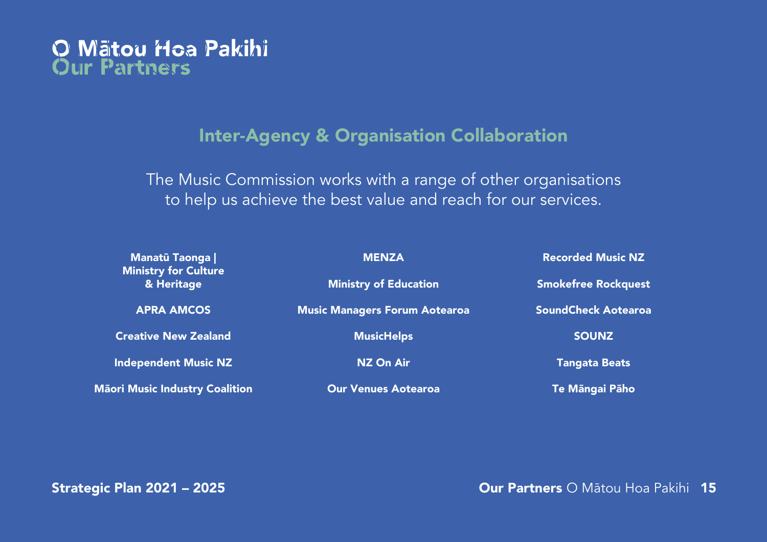# O Mātou Hoa Pakihi
# Our Partners

## Inter-Agency & Organisation Collaboration

The Music Commission works with a range of other organisations to help us achieve the best value and reach for our services.

**Manatū Taonga | Ministry for Culture & Heritage**

**APRA AMCOS**

**Creative New Zealand**

**Independent Music NZ**

**Māori Music Industry Coalition**

**MENZA**

**Ministry of Education**

**Music Managers Forum Aotearoa**

**MusicHelps**

**NZ On Air**

**Our Venues Aotearoa**

**Recorded Music NZ**

**Smokefree Rockquest**

**SoundCheck Aotearoa**

**SOUNZ**

**Tangata Beats**

**Te Māngai Pāho**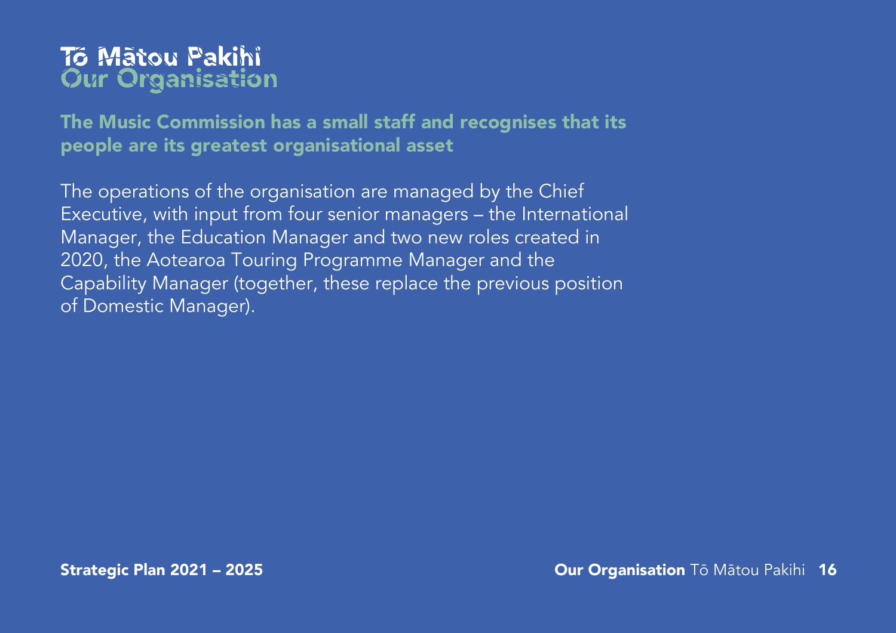# Tō Mātou Pakihi
# Our Organisation

**The Music Commission has a small staff and recognises that its people are its greatest organisational asset**

The operations of the organisation are managed by the Chief Executive, with input from four senior managers – the International Manager, the Education Manager and two new roles created in 2020, the Aotearoa Touring Programme Manager and the Capability Manager (together, these replace the previous position of Domestic Manager).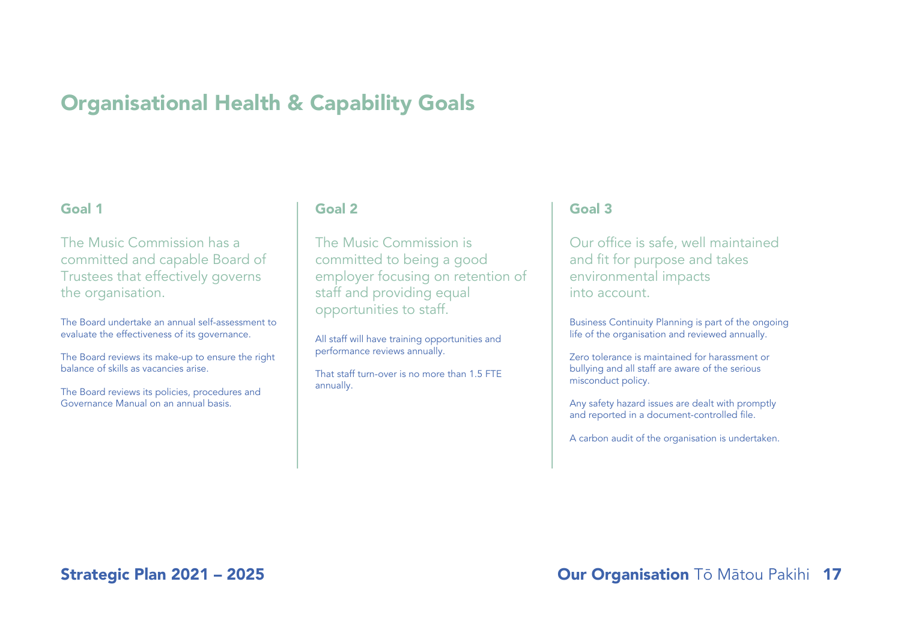# Organisational Health & Capability Goals

## Goal 1

The Music Commission has a committed and capable Board of Trustees that effectively governs the organisation.

The Board undertake an annual self-assessment to evaluate the effectiveness of its governance.

The Board reviews its make-up to ensure the right balance of skills as vacancies arise.

The Board reviews its policies, procedures and Governance Manual on an annual basis.

## Goal 2

The Music Commission is committed to being a good employer focusing on retention of staff and providing equal opportunities to staff.

All staff will have training opportunities and performance reviews annually.

That staff turn-over is no more than 1.5 FTE annually.

## Goal 3

Our office is safe, well maintained and fit for purpose and takes environmental impacts into account.

Business Continuity Planning is part of the ongoing life of the organisation and reviewed annually.

Zero tolerance is maintained for harassment or bullying and all staff are aware of the serious misconduct policy.

Any safety hazard issues are dealt with promptly and reported in a document-controlled file.

A carbon audit of the organisation is undertaken.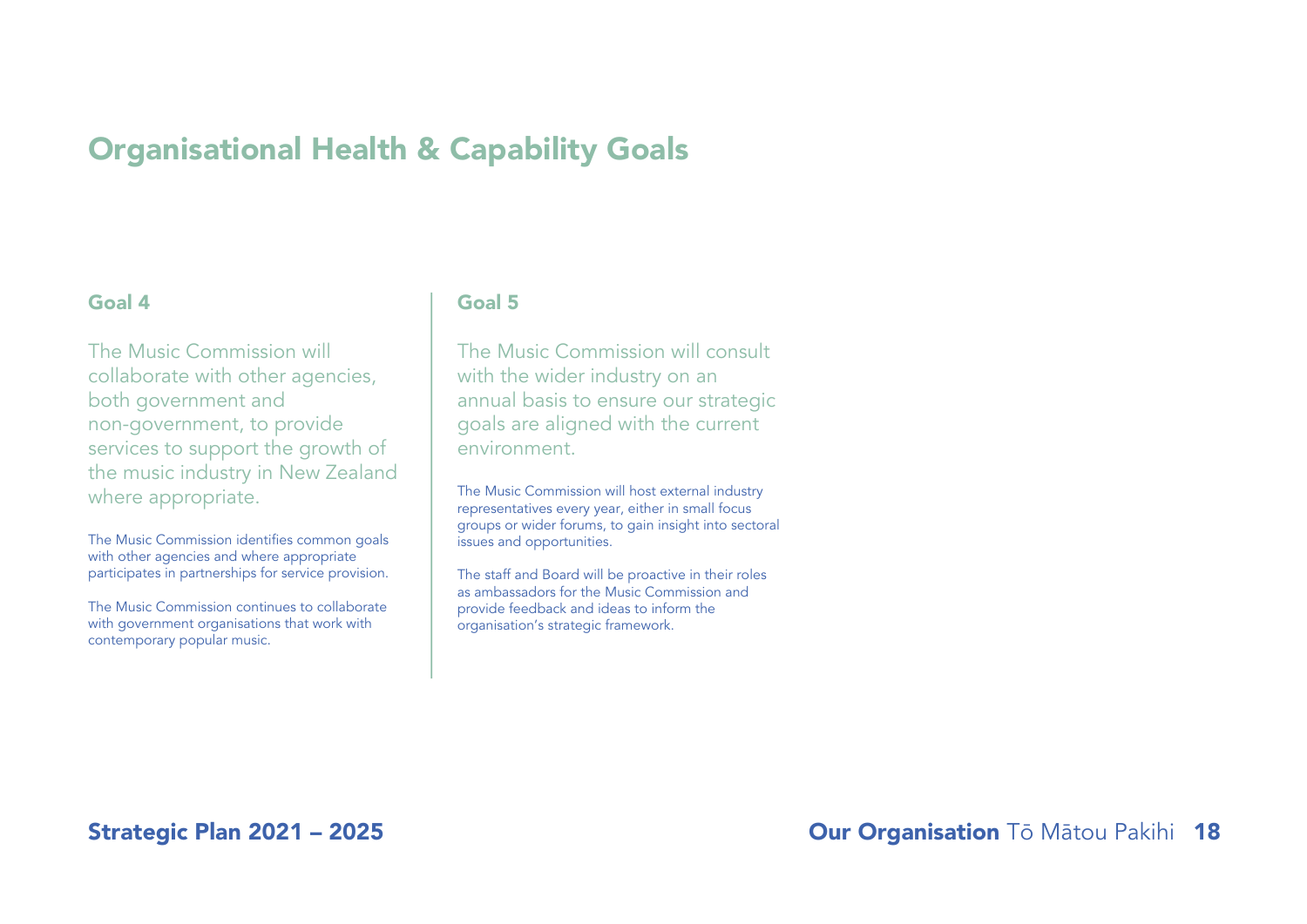# Organisational Health & Capability Goals

## Goal 4

The Music Commission will collaborate with other agencies, both government and non-government, to provide services to support the growth of the music industry in New Zealand where appropriate.

The Music Commission identifies common goals with other agencies and where appropriate participates in partnerships for service provision.

The Music Commission continues to collaborate with government organisations that work with contemporary popular music.

## Goal 5

The Music Commission will consult with the wider industry on an annual basis to ensure our strategic goals are aligned with the current environment.

The Music Commission will host external industry representatives every year, either in small focus groups or wider forums, to gain insight into sectoral issues and opportunities.

The staff and Board will be proactive in their roles as ambassadors for the Music Commission and provide feedback and ideas to inform the organisation's strategic framework.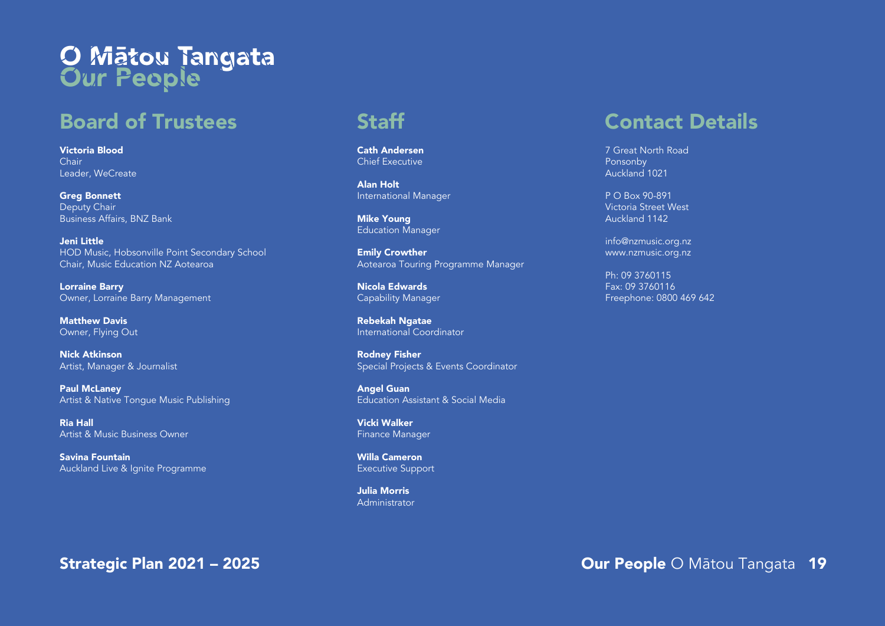# O Mātou Tangata
# Our People

## Board of Trustees

**Victoria Blood**
Chair
Leader, WeCreate

**Greg Bonnett**
Deputy Chair
Business Affairs, BNZ Bank

**Jeni Little**
HOD Music, Hobsonville Point Secondary School
Chair, Music Education NZ Aotearoa

**Lorraine Barry**
Owner, Lorraine Barry Management

**Matthew Davis**
Owner, Flying Out

**Nick Atkinson**
Artist, Manager & Journalist

**Paul McLaney**
Artist & Native Tongue Music Publishing

**Ria Hall**
Artist & Music Business Owner

**Savina Fountain**
Auckland Live & Ignite Programme

## Staff

**Cath Andersen**
Chief Executive

**Alan Holt**
International Manager

**Mike Young**
Education Manager

**Emily Crowther**
Aotearoa Touring Programme Manager

**Nicola Edwards**
Capability Manager

**Rebekah Ngatae**
International Coordinator

**Rodney Fisher**
Special Projects & Events Coordinator

**Angel Guan**
Education Assistant & Social Media

**Vicki Walker**
Finance Manager

**Willa Cameron**
Executive Support

**Julia Morris**
Administrator

## Contact Details

7 Great North Road
Ponsonby
Auckland 1021

P O Box 90-891
Victoria Street West
Auckland 1142

info@nzmusic.org.nz
www.nzmusic.org.nz

Ph: 09 3760115
Fax: 09 3760116
Freephone: 0800 469 642